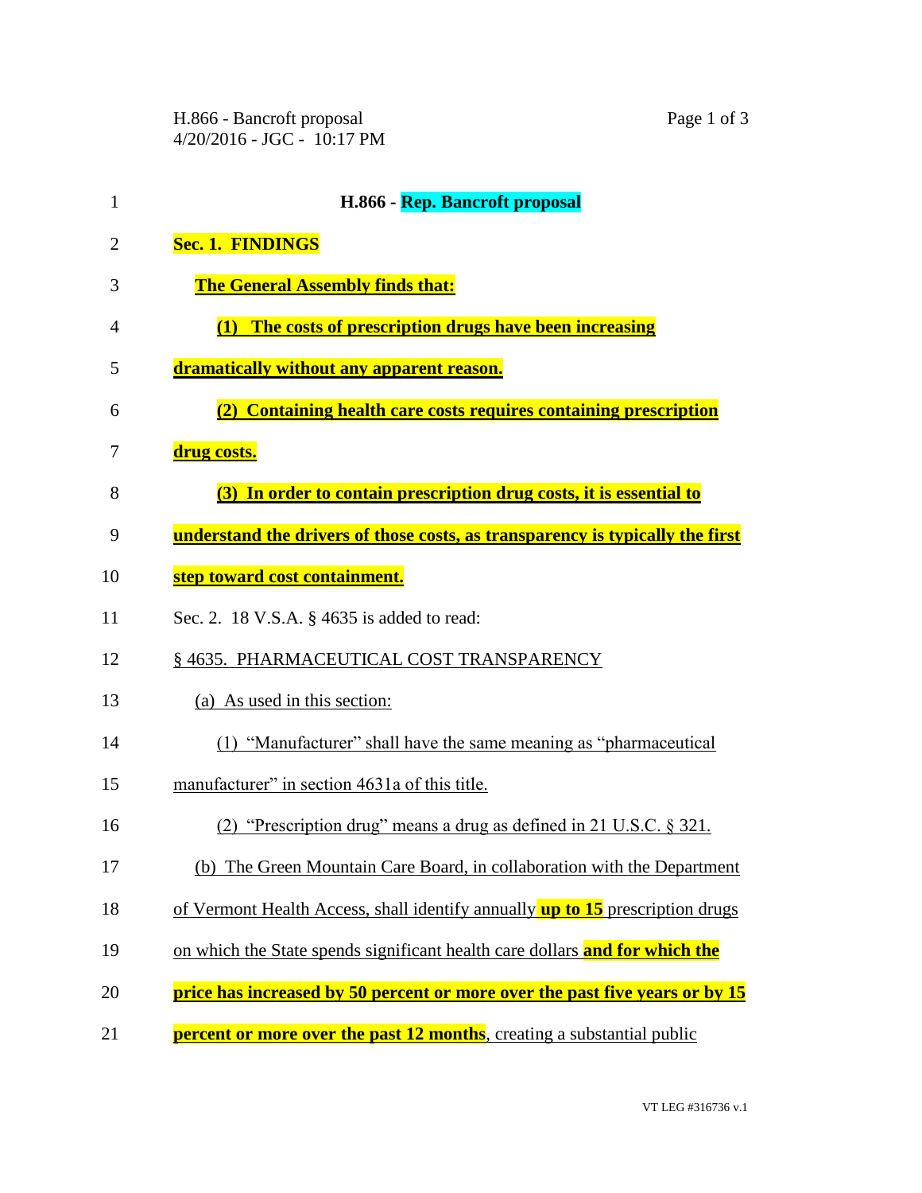# H.866 - Rep. Bancroft proposal

**Sec. 1. FINDINGS**

**The General Assembly finds that:**

**(1) The costs of prescription drugs have been increasing dramatically without any apparent reason.**

**(2) Containing health care costs requires containing prescription drug costs.**

**(3) In order to contain prescription drug costs, it is essential to understand the drivers of those costs, as transparency is typically the first step toward cost containment.**

Sec. 2. 18 V.S.A. § 4635 is added to read:

§ 4635. PHARMACEUTICAL COST TRANSPARENCY

(a) As used in this section:

(1) "Manufacturer" shall have the same meaning as "pharmaceutical manufacturer" in section 4631a of this title.

(2) "Prescription drug" means a drug as defined in 21 U.S.C. § 321.

(b) The Green Mountain Care Board, in collaboration with the Department of Vermont Health Access, shall identify annually **up to 15** prescription drugs on which the State spends significant health care dollars **and for which the price has increased by 50 percent or more over the past five years or by 15 percent or more over the past 12 months**, creating a substantial public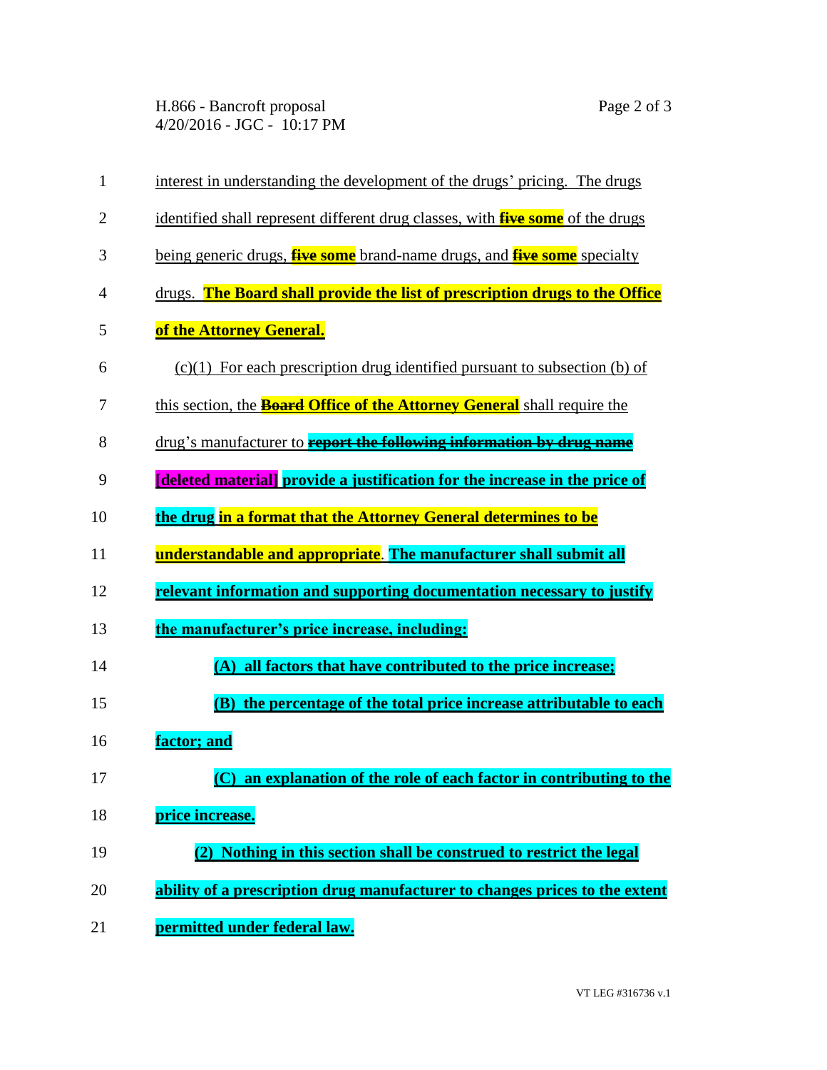interest in understanding the development of the drugs' pricing. The drugs identified shall represent different drug classes, with ~~**five**~~ **some** of the drugs being generic drugs, ~~**five**~~ **some** brand-name drugs, and ~~**five**~~ **some** specialty drugs. **The Board shall provide the list of prescription drugs to the Office of the Attorney General.**

(c)(1) For each prescription drug identified pursuant to subsection (b) of this section, the ~~**Board**~~ **Office of the Attorney General** shall require the drug's manufacturer to ~~**report the following information by drug name**~~ **[deleted material]** **provide a justification for the increase in the price of the drug** **in a format that the Attorney General determines to be understandable and appropriate**. **The manufacturer shall submit all relevant information and supporting documentation necessary to justify the manufacturer's price increase, including:**

**(A) all factors that have contributed to the price increase;**

**(B) the percentage of the total price increase attributable to each factor; and**

**(C) an explanation of the role of each factor in contributing to the price increase.**

**(2) Nothing in this section shall be construed to restrict the legal ability of a prescription drug manufacturer to changes prices to the extent permitted under federal law.**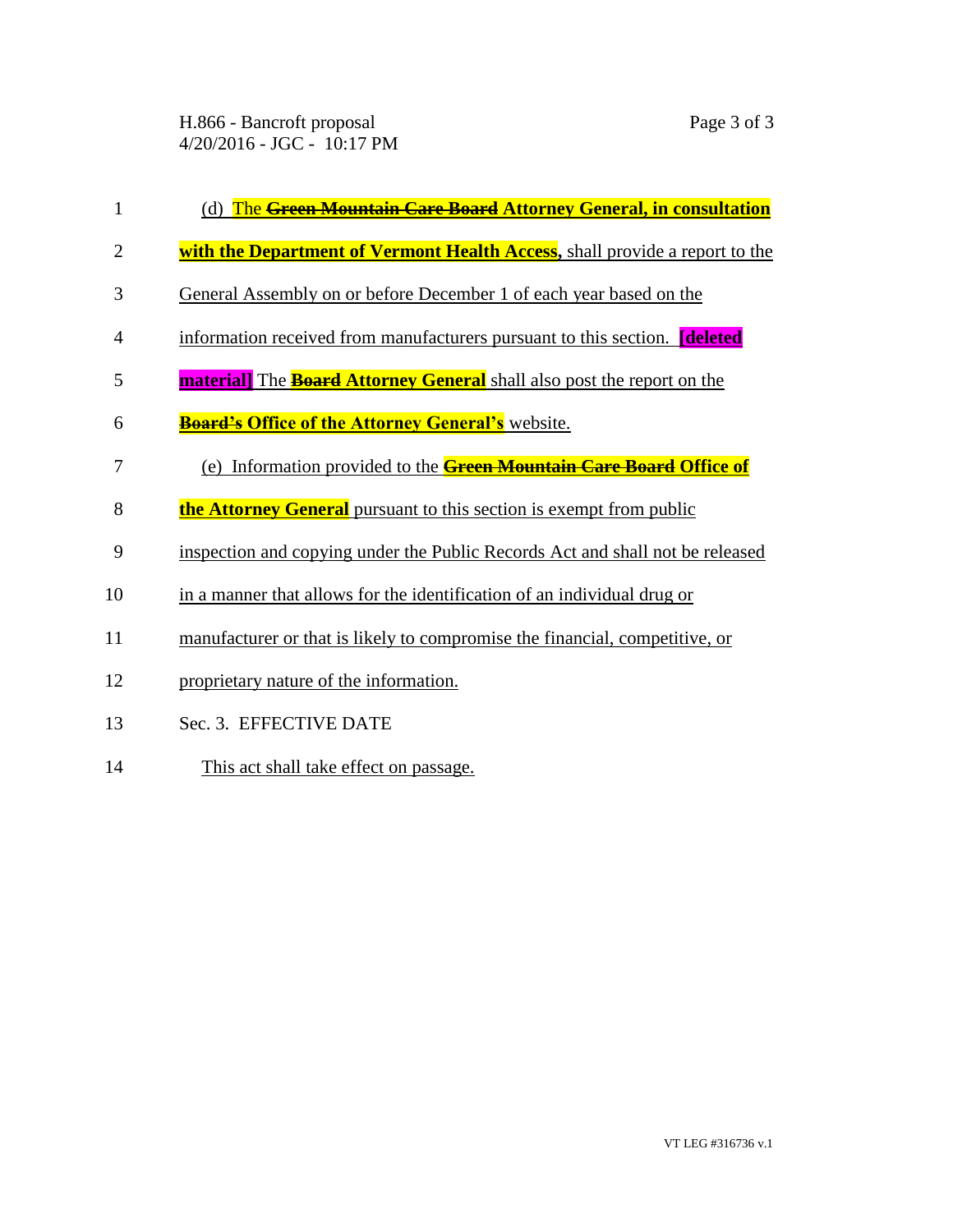(d) The ~~Green Mountain Care Board~~ **Attorney General, in consultation with the Department of Vermont Health Access**, shall provide a report to the General Assembly on or before December 1 of each year based on the information received from manufacturers pursuant to this section. **[deleted material]** The ~~Board~~ **Attorney General** shall also post the report on the ~~Board's~~ **Office of the Attorney General's** website.

(e) Information provided to the ~~Green Mountain Care Board~~ **Office of the Attorney General** pursuant to this section is exempt from public inspection and copying under the Public Records Act and shall not be released in a manner that allows for the identification of an individual drug or manufacturer or that is likely to compromise the financial, competitive, or proprietary nature of the information.

Sec. 3. EFFECTIVE DATE

This act shall take effect on passage.